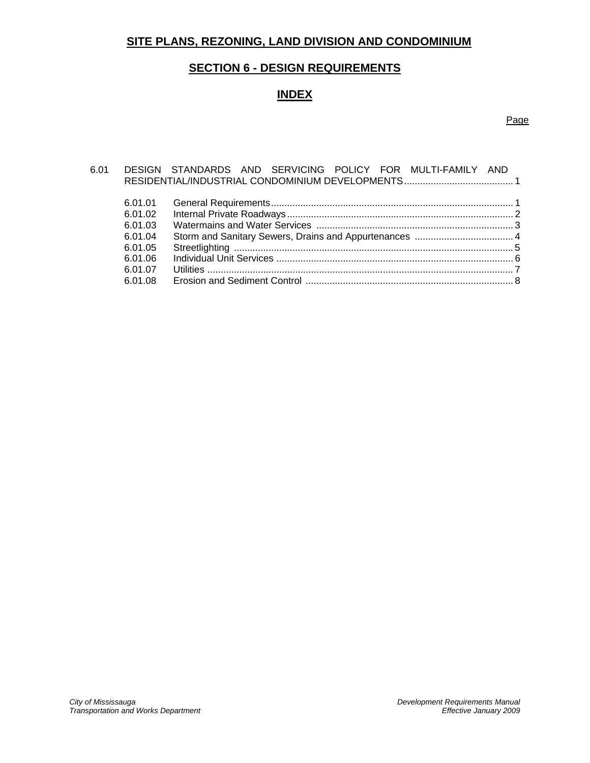# SITE PLANS, REZONING, LAND DIVISION AND CONDOMINIUM

## SECTION 6 - DESIGN REQUIREMENTS

## INDEX

| | | Page |
|---|---|---|
| 6.01 | DESIGN STANDARDS AND SERVICING POLICY FOR MULTI-FAMILY AND RESIDENTIAL/INDUSTRIAL CONDOMINIUM DEVELOPMENTS | 1 |
| 6.01.01 | General Requirements | 1 |
| 6.01.02 | Internal Private Roadways | 2 |
| 6.01.03 | Watermains and Water Services | 3 |
| 6.01.04 | Storm and Sanitary Sewers, Drains and Appurtenances | 4 |
| 6.01.05 | Streetlighting | 5 |
| 6.01.06 | Individual Unit Services | 6 |
| 6.01.07 | Utilities | 7 |
| 6.01.08 | Erosion and Sediment Control | 8 |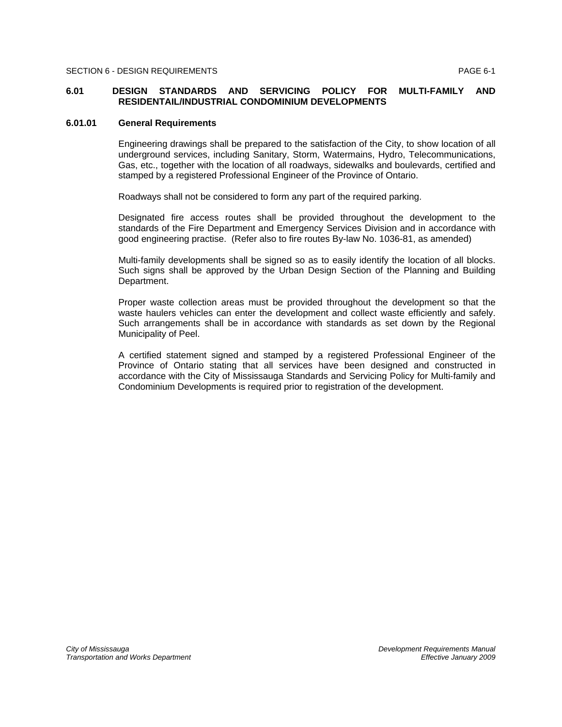## 6.01 DESIGN STANDARDS AND SERVICING POLICY FOR MULTI-FAMILY AND RESIDENTAIL/INDUSTRIAL CONDOMINIUM DEVELOPMENTS

### 6.01.01 General Requirements

Engineering drawings shall be prepared to the satisfaction of the City, to show location of all underground services, including Sanitary, Storm, Watermains, Hydro, Telecommunications, Gas, etc., together with the location of all roadways, sidewalks and boulevards, certified and stamped by a registered Professional Engineer of the Province of Ontario.

Roadways shall not be considered to form any part of the required parking.

Designated fire access routes shall be provided throughout the development to the standards of the Fire Department and Emergency Services Division and in accordance with good engineering practise. (Refer also to fire routes By-law No. 1036-81, as amended)

Multi-family developments shall be signed so as to easily identify the location of all blocks. Such signs shall be approved by the Urban Design Section of the Planning and Building Department.

Proper waste collection areas must be provided throughout the development so that the waste haulers vehicles can enter the development and collect waste efficiently and safely. Such arrangements shall be in accordance with standards as set down by the Regional Municipality of Peel.

A certified statement signed and stamped by a registered Professional Engineer of the Province of Ontario stating that all services have been designed and constructed in accordance with the City of Mississauga Standards and Servicing Policy for Multi-family and Condominium Developments is required prior to registration of the development.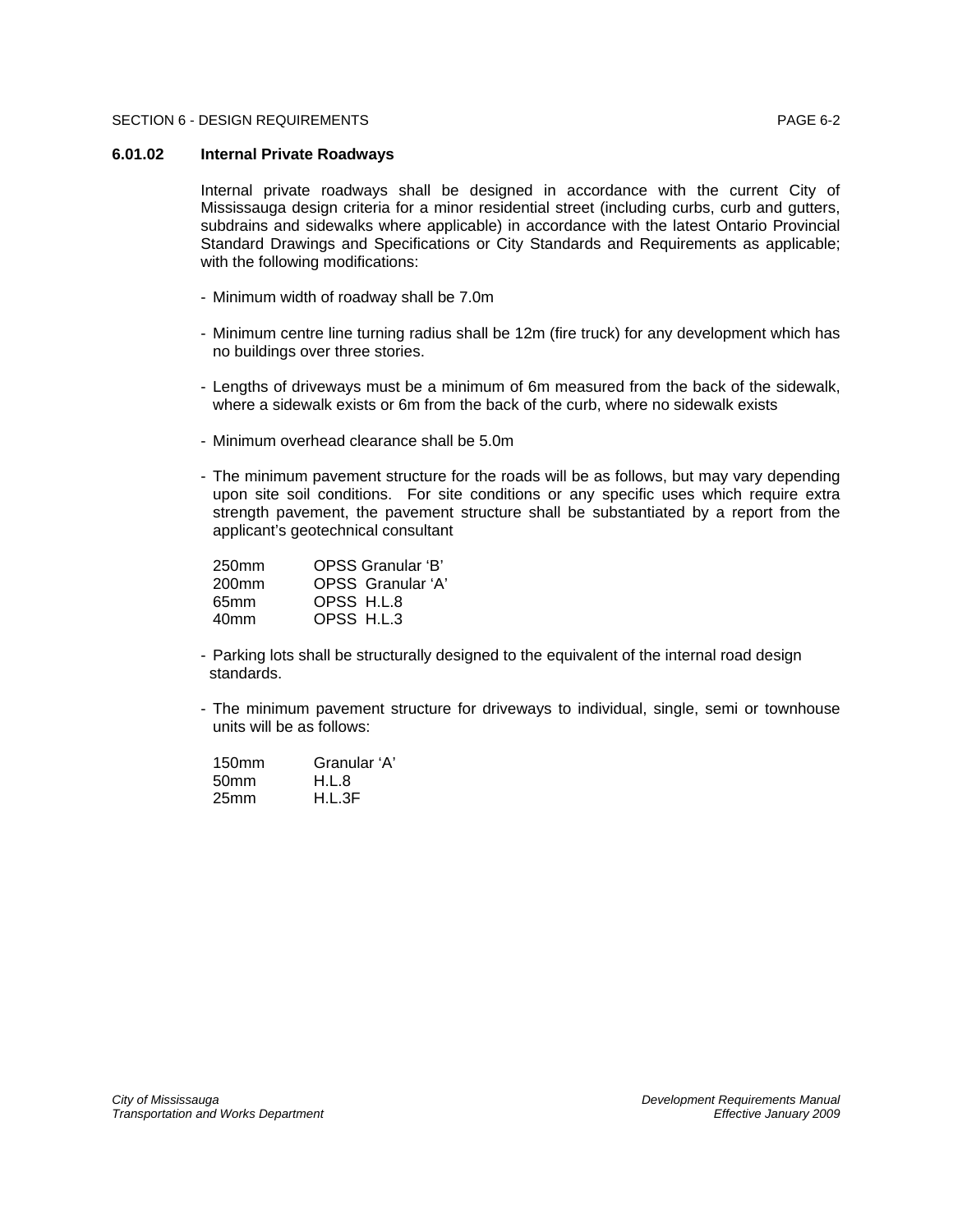### 6.01.02 Internal Private Roadways

Internal private roadways shall be designed in accordance with the current City of Mississauga design criteria for a minor residential street (including curbs, curb and gutters, subdrains and sidewalks where applicable) in accordance with the latest Ontario Provincial Standard Drawings and Specifications or City Standards and Requirements as applicable; with the following modifications:

- Minimum width of roadway shall be 7.0m
- Minimum centre line turning radius shall be 12m (fire truck) for any development which has no buildings over three stories.
- Lengths of driveways must be a minimum of 6m measured from the back of the sidewalk, where a sidewalk exists or 6m from the back of the curb, where no sidewalk exists
- Minimum overhead clearance shall be 5.0m
- The minimum pavement structure for the roads will be as follows, but may vary depending upon site soil conditions. For site conditions or any specific uses which require extra strength pavement, the pavement structure shall be substantiated by a report from the applicant's geotechnical consultant

  | | |
  |---|---|
  | 250mm | OPSS Granular 'B' |
  | 200mm | OPSS Granular 'A' |
  | 65mm | OPSS H.L.8 |
  | 40mm | OPSS H.L.3 |

- Parking lots shall be structurally designed to the equivalent of the internal road design standards.
- The minimum pavement structure for driveways to individual, single, semi or townhouse units will be as follows:

  | | |
  |---|---|
  | 150mm | Granular 'A' |
  | 50mm | H.L.8 |
  | 25mm | H.L.3F |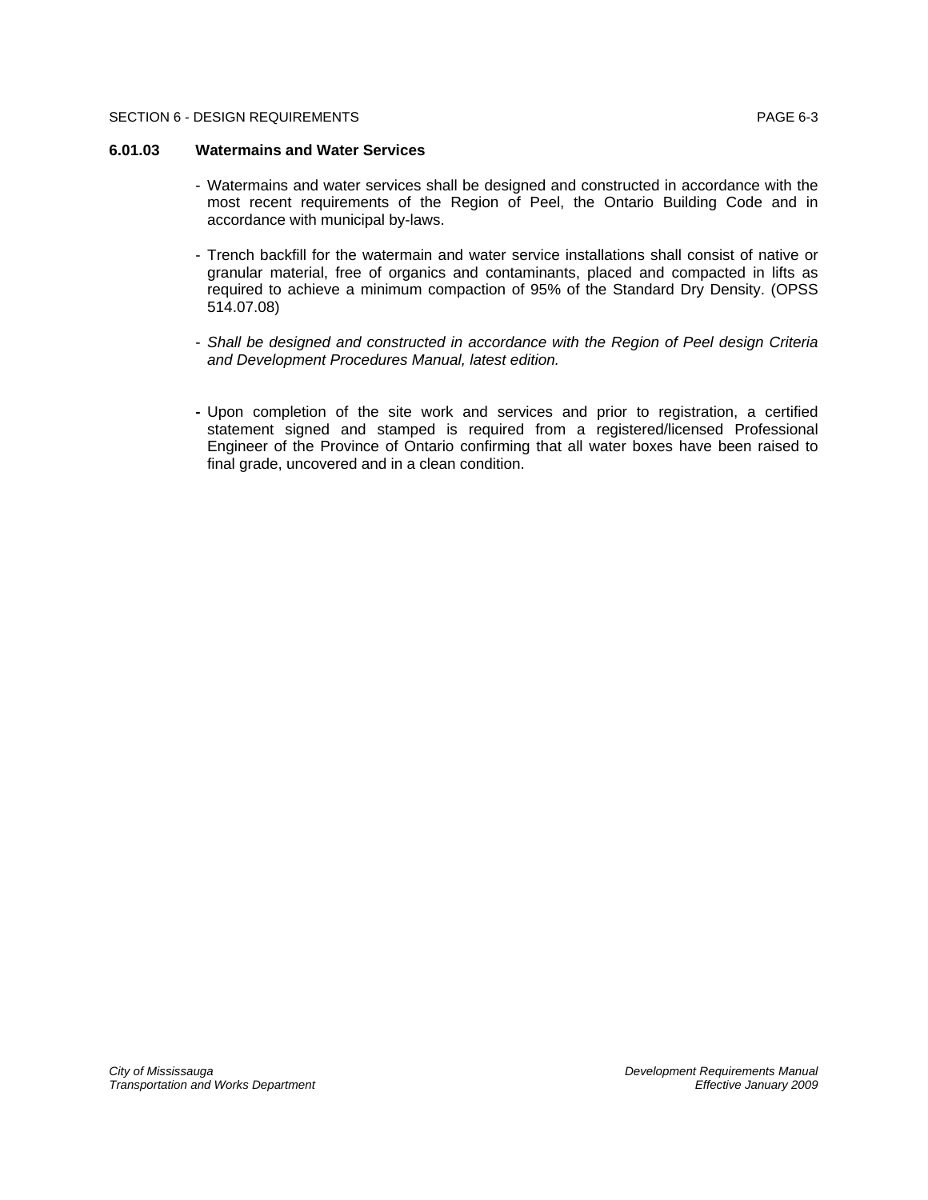### 6.01.03 Watermains and Water Services

- Watermains and water services shall be designed and constructed in accordance with the most recent requirements of the Region of Peel, the Ontario Building Code and in accordance with municipal by-laws.

- Trench backfill for the watermain and water service installations shall consist of native or granular material, free of organics and contaminants, placed and compacted in lifts as required to achieve a minimum compaction of 95% of the Standard Dry Density. (OPSS 514.07.08)

- *Shall be designed and constructed in accordance with the Region of Peel design Criteria and Development Procedures Manual, latest edition.*

- Upon completion of the site work and services and prior to registration, a certified statement signed and stamped is required from a registered/licensed Professional Engineer of the Province of Ontario confirming that all water boxes have been raised to final grade, uncovered and in a clean condition.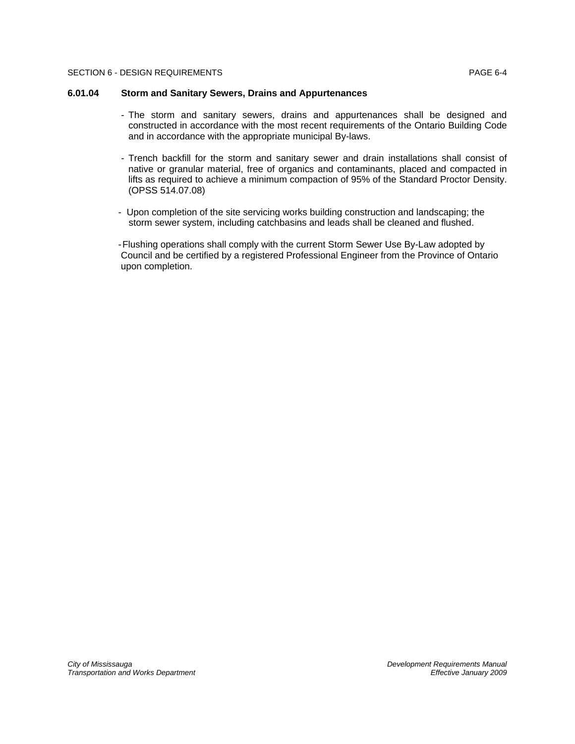### 6.01.04 Storm and Sanitary Sewers, Drains and Appurtenances

- The storm and sanitary sewers, drains and appurtenances shall be designed and constructed in accordance with the most recent requirements of the Ontario Building Code and in accordance with the appropriate municipal By-laws.

- Trench backfill for the storm and sanitary sewer and drain installations shall consist of native or granular material, free of organics and contaminants, placed and compacted in lifts as required to achieve a minimum compaction of 95% of the Standard Proctor Density. (OPSS 514.07.08)

- Upon completion of the site servicing works building construction and landscaping; the storm sewer system, including catchbasins and leads shall be cleaned and flushed.

- Flushing operations shall comply with the current Storm Sewer Use By-Law adopted by Council and be certified by a registered Professional Engineer from the Province of Ontario upon completion.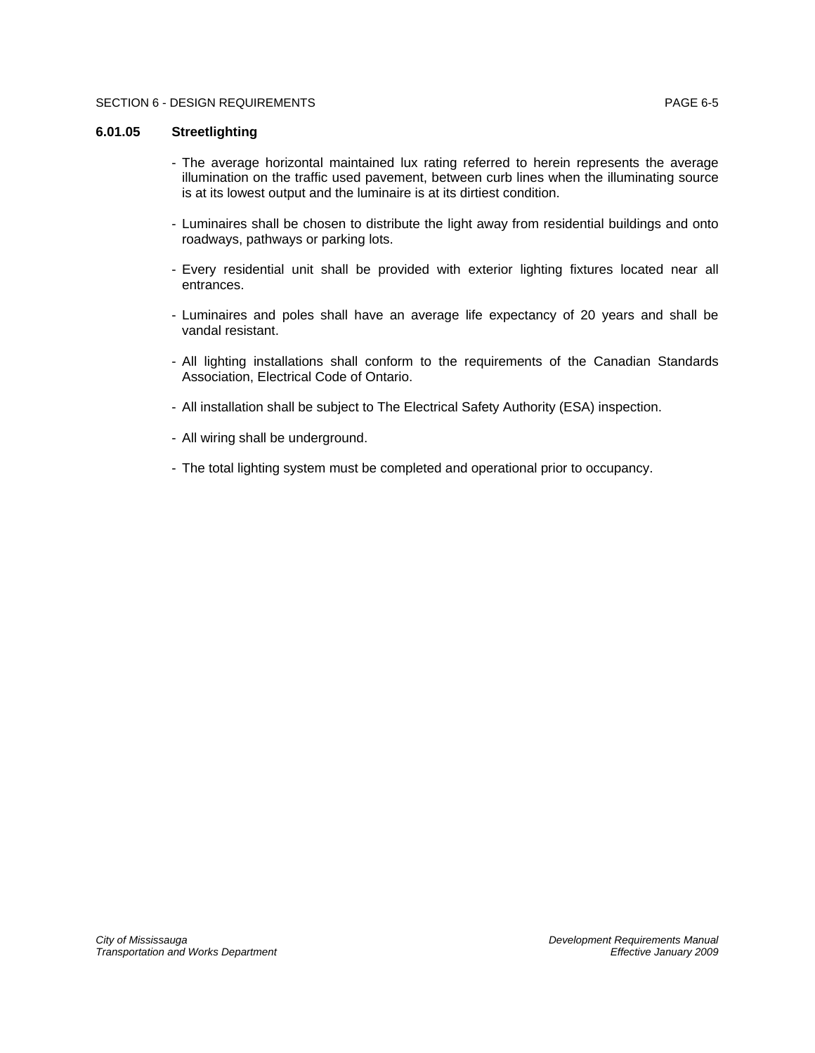### 6.01.05 Streetlighting

- The average horizontal maintained lux rating referred to herein represents the average illumination on the traffic used pavement, between curb lines when the illuminating source is at its lowest output and the luminaire is at its dirtiest condition.

- Luminaires shall be chosen to distribute the light away from residential buildings and onto roadways, pathways or parking lots.

- Every residential unit shall be provided with exterior lighting fixtures located near all entrances.

- Luminaires and poles shall have an average life expectancy of 20 years and shall be vandal resistant.

- All lighting installations shall conform to the requirements of the Canadian Standards Association, Electrical Code of Ontario.

- All installation shall be subject to The Electrical Safety Authority (ESA) inspection.

- All wiring shall be underground.

- The total lighting system must be completed and operational prior to occupancy.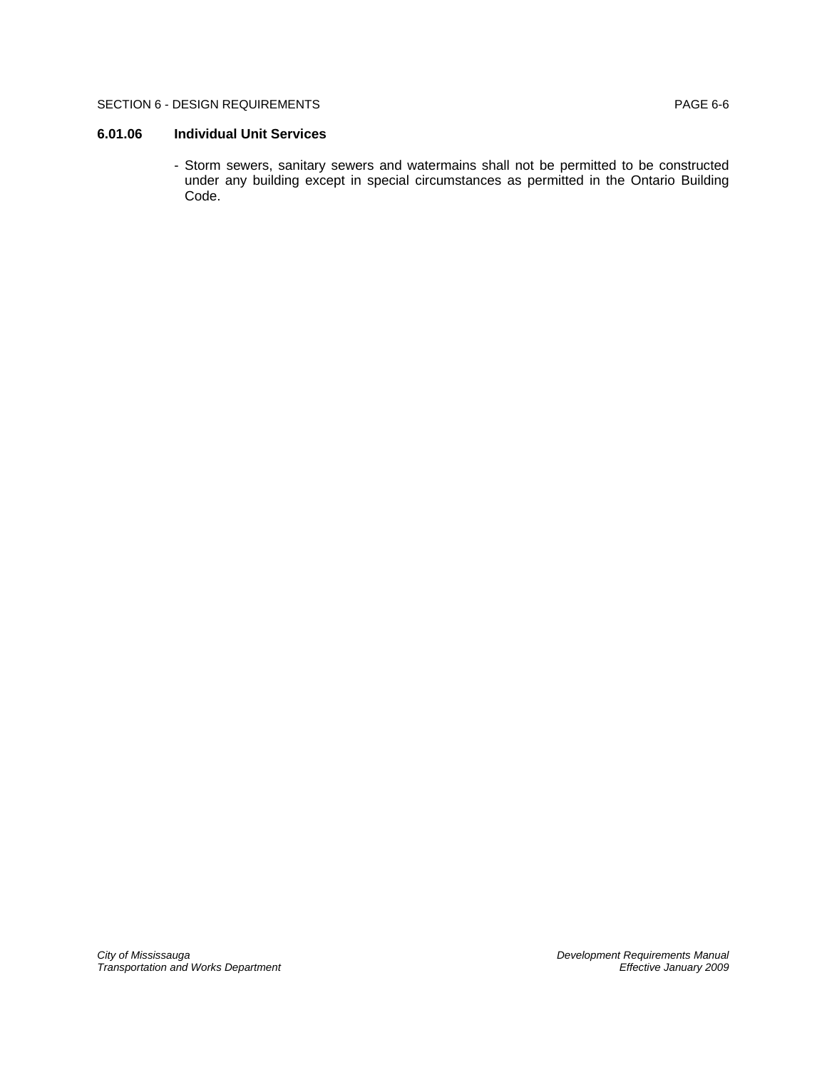### 6.01.06 Individual Unit Services

- Storm sewers, sanitary sewers and watermains shall not be permitted to be constructed under any building except in special circumstances as permitted in the Ontario Building Code.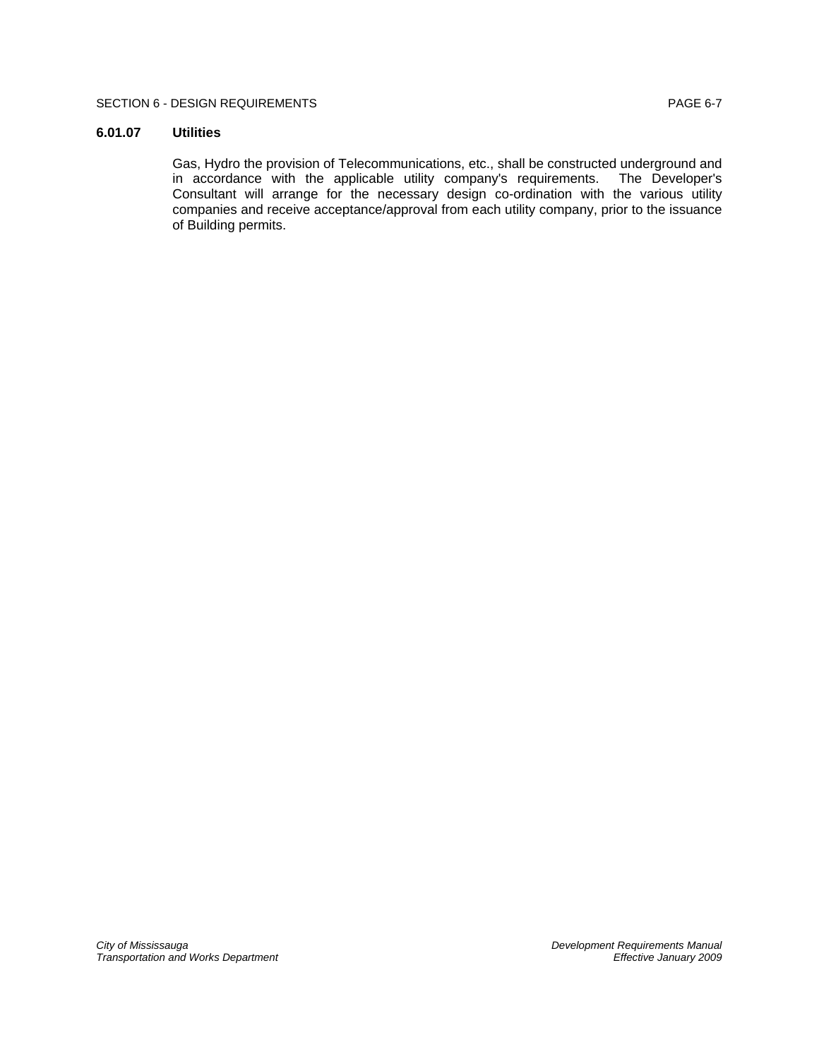### 6.01.07 Utilities

Gas, Hydro the provision of Telecommunications, etc., shall be constructed underground and in accordance with the applicable utility company's requirements. The Developer's Consultant will arrange for the necessary design co-ordination with the various utility companies and receive acceptance/approval from each utility company, prior to the issuance of Building permits.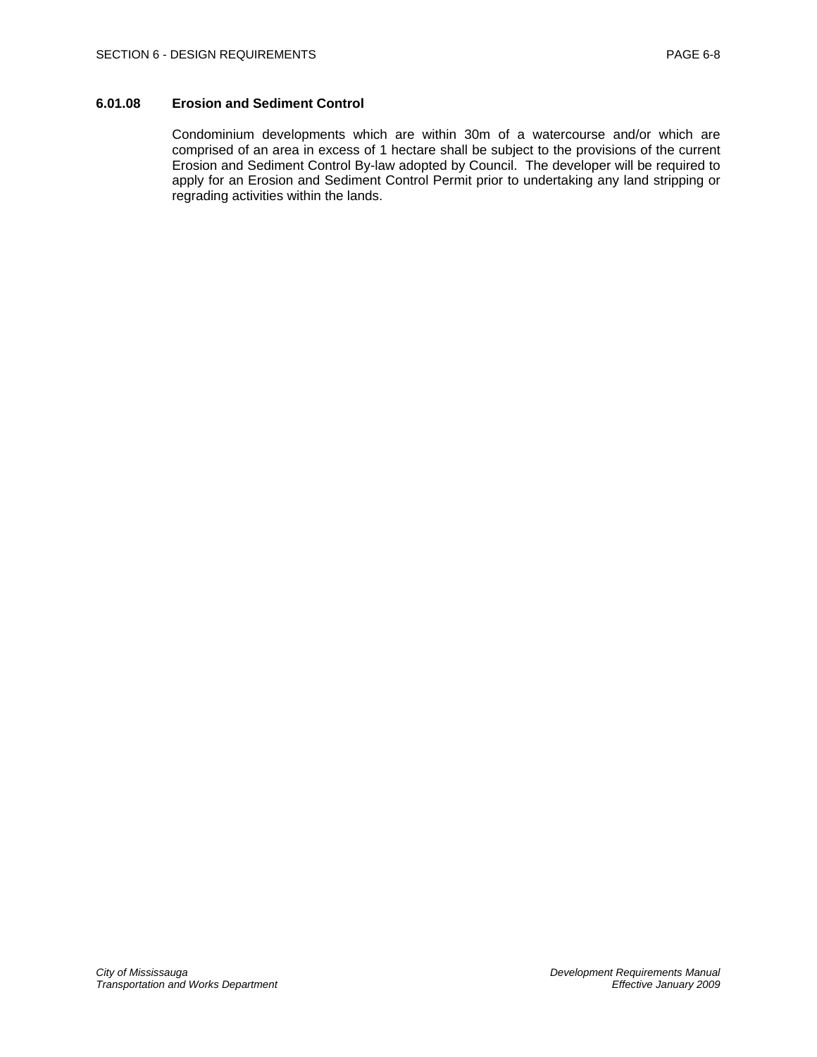### 6.01.08 Erosion and Sediment Control

Condominium developments which are within 30m of a watercourse and/or which are comprised of an area in excess of 1 hectare shall be subject to the provisions of the current Erosion and Sediment Control By-law adopted by Council. The developer will be required to apply for an Erosion and Sediment Control Permit prior to undertaking any land stripping or regrading activities within the lands.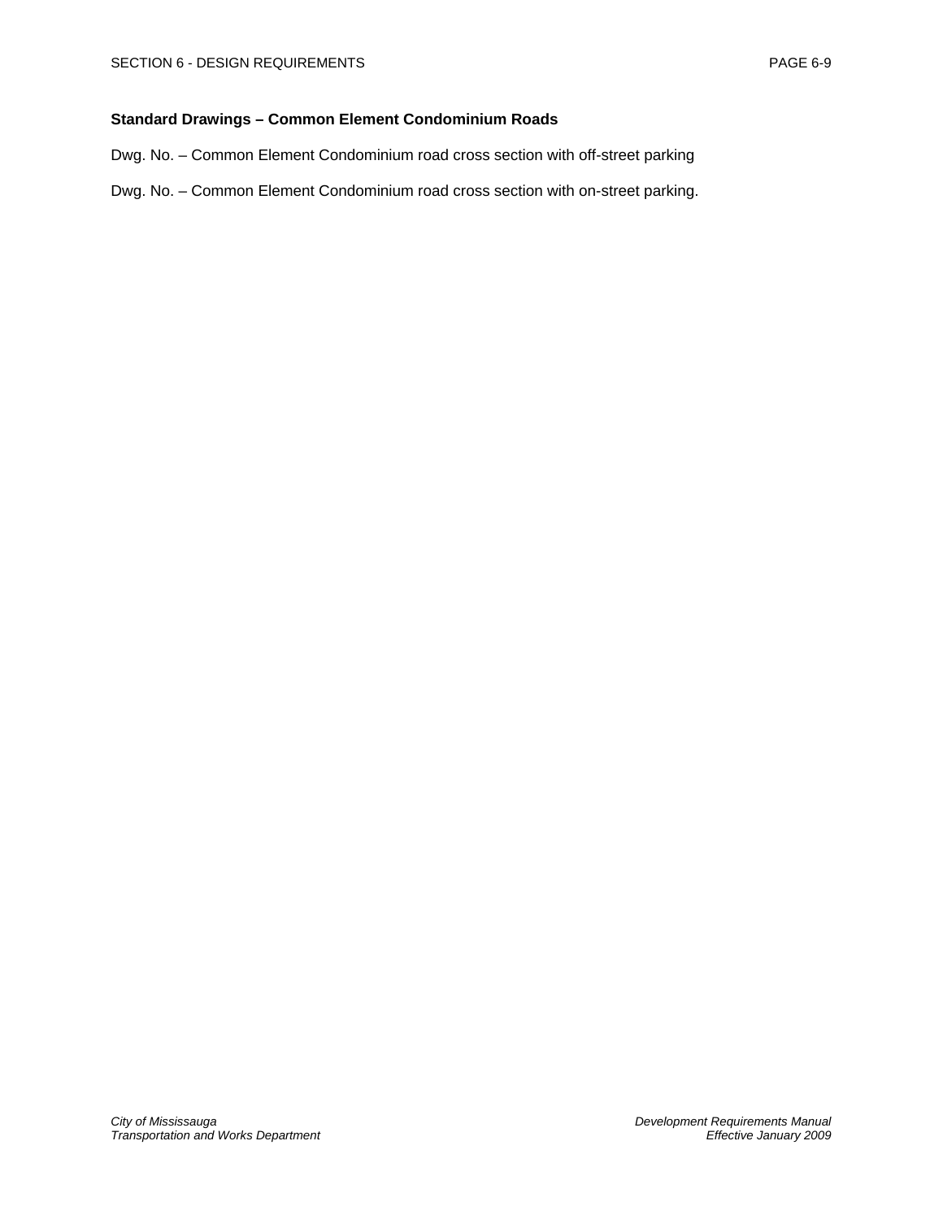**Standard Drawings – Common Element Condominium Roads**

Dwg. No. – Common Element Condominium road cross section with off-street parking

Dwg. No. – Common Element Condominium road cross section with on-street parking.